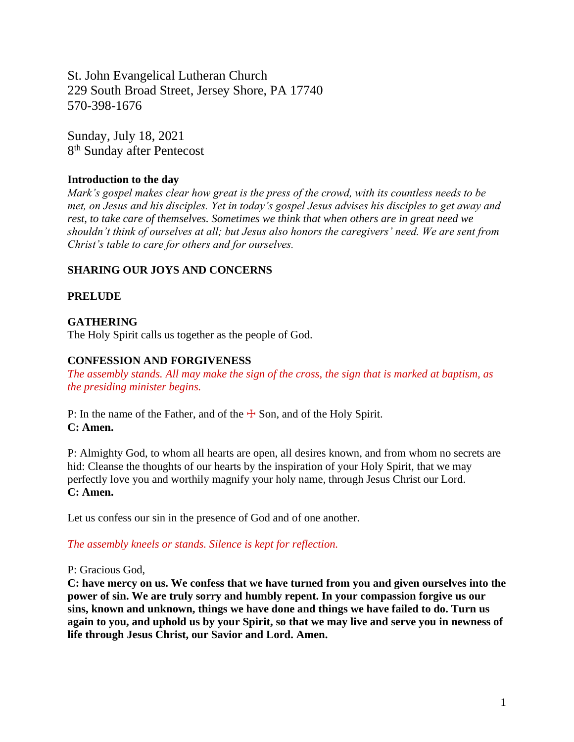St. John Evangelical Lutheran Church
229 South Broad Street, Jersey Shore, PA 17740
570-398-1676

Sunday, July 18, 2021
8th Sunday after Pentecost

**Introduction to the day**

*Mark's gospel makes clear how great is the press of the crowd, with its countless needs to be met, on Jesus and his disciples. Yet in today's gospel Jesus advises his disciples to get away and rest, to take care of themselves. Sometimes we think that when others are in great need we shouldn't think of ourselves at all; but Jesus also honors the caregivers' need. We are sent from Christ's table to care for others and for ourselves.*

**SHARING OUR JOYS AND CONCERNS**

**PRELUDE**

**GATHERING**

The Holy Spirit calls us together as the people of God.

**CONFESSION AND FORGIVENESS**

*The assembly stands. All may make the sign of the cross, the sign that is marked at baptism, as the presiding minister begins.*

P: In the name of the Father, and of the ☩ Son, and of the Holy Spirit.
**C: Amen.**

P: Almighty God, to whom all hearts are open, all desires known, and from whom no secrets are hid: Cleanse the thoughts of our hearts by the inspiration of your Holy Spirit, that we may perfectly love you and worthily magnify your holy name, through Jesus Christ our Lord.
**C: Amen.**

Let us confess our sin in the presence of God and of one another.

*The assembly kneels or stands. Silence is kept for reflection.*

P: Gracious God,
**C: have mercy on us. We confess that we have turned from you and given ourselves into the power of sin. We are truly sorry and humbly repent. In your compassion forgive us our sins, known and unknown, things we have done and things we have failed to do. Turn us again to you, and uphold us by your Spirit, so that we may live and serve you in newness of life through Jesus Christ, our Savior and Lord. Amen.**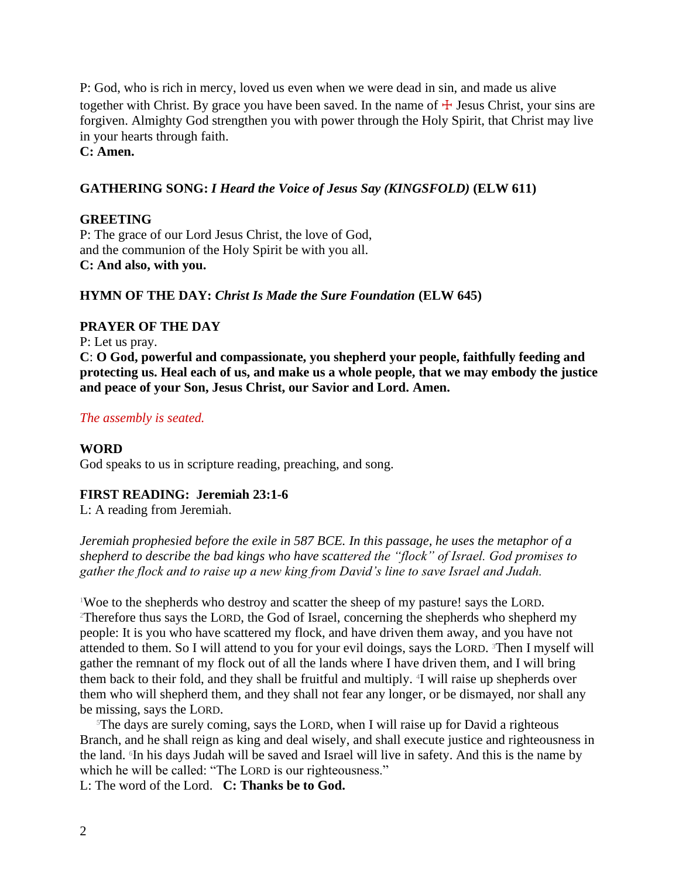P: God, who is rich in mercy, loved us even when we were dead in sin, and made us alive together with Christ. By grace you have been saved. In the name of ☩ Jesus Christ, your sins are forgiven. Almighty God strengthen you with power through the Holy Spirit, that Christ may live in your hearts through faith.
**C: Amen.**

**GATHERING SONG:** ***I Heard the Voice of Jesus Say (KINGSFOLD)*** **(ELW 611)**

**GREETING**
P: The grace of our Lord Jesus Christ, the love of God,
and the communion of the Holy Spirit be with you all.
**C: And also, with you.**

**HYMN OF THE DAY:** ***Christ Is Made the Sure Foundation*** **(ELW 645)**

**PRAYER OF THE DAY**
P: Let us pray.
**C**: **O God, powerful and compassionate, you shepherd your people, faithfully feeding and protecting us. Heal each of us, and make us a whole people, that we may embody the justice and peace of your Son, Jesus Christ, our Savior and Lord. Amen.**

*The assembly is seated.*

**WORD**
God speaks to us in scripture reading, preaching, and song.

**FIRST READING: Jeremiah 23:1-6**
L: A reading from Jeremiah.

*Jeremiah prophesied before the exile in 587 BCE. In this passage, he uses the metaphor of a shepherd to describe the bad kings who have scattered the "flock" of Israel. God promises to gather the flock and to raise up a new king from David's line to save Israel and Judah.*

[1]Woe to the shepherds who destroy and scatter the sheep of my pasture! says the LORD. [2]Therefore thus says the LORD, the God of Israel, concerning the shepherds who shepherd my people: It is you who have scattered my flock, and have driven them away, and you have not attended to them. So I will attend to you for your evil doings, says the LORD. [3]Then I myself will gather the remnant of my flock out of all the lands where I have driven them, and I will bring them back to their fold, and they shall be fruitful and multiply. [4]I will raise up shepherds over them who will shepherd them, and they shall not fear any longer, or be dismayed, nor shall any be missing, says the LORD.

[5]The days are surely coming, says the LORD, when I will raise up for David a righteous Branch, and he shall reign as king and deal wisely, and shall execute justice and righteousness in the land. [6]In his days Judah will be saved and Israel will live in safety. And this is the name by which he will be called: "The LORD is our righteousness."
L: The word of the Lord. **C: Thanks be to God.**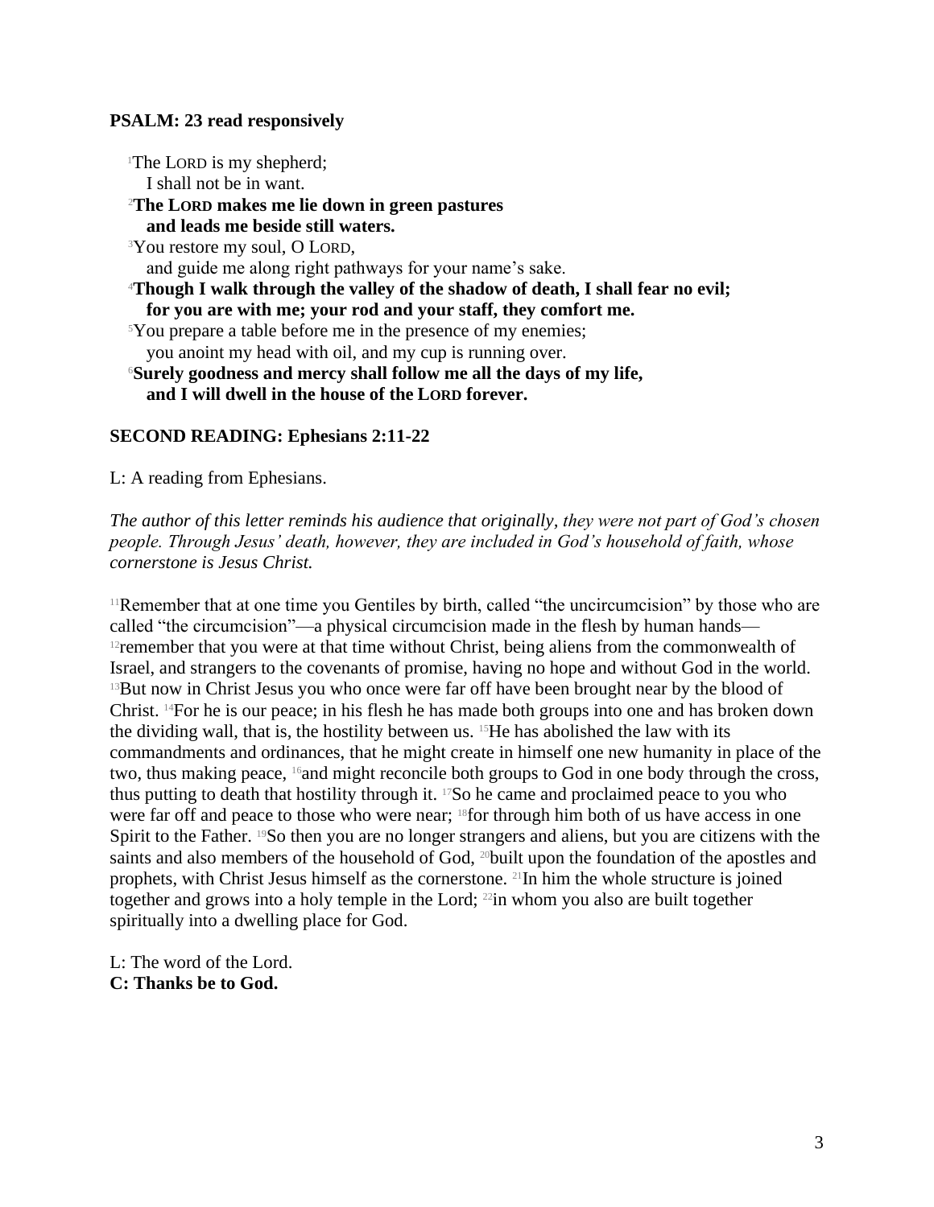**PSALM: 23 read responsively**

[1]The LORD is my shepherd;
I shall not be in want.

**[2]The LORD makes me lie down in green pastures**
**and leads me beside still waters.**

[3]You restore my soul, O LORD,
and guide me along right pathways for your name's sake.

**[4]Though I walk through the valley of the shadow of death, I shall fear no evil;**
**for you are with me; your rod and your staff, they comfort me.**

[5]You prepare a table before me in the presence of my enemies;
you anoint my head with oil, and my cup is running over.

**[6]Surely goodness and mercy shall follow me all the days of my life,**
**and I will dwell in the house of the LORD forever.**

**SECOND READING: Ephesians 2:11-22**

L: A reading from Ephesians.

*The author of this letter reminds his audience that originally, they were not part of God's chosen people. Through Jesus' death, however, they are included in God's household of faith, whose cornerstone is Jesus Christ.*

[11]Remember that at one time you Gentiles by birth, called "the uncircumcision" by those who are called "the circumcision"—a physical circumcision made in the flesh by human hands—[12]remember that you were at that time without Christ, being aliens from the commonwealth of Israel, and strangers to the covenants of promise, having no hope and without God in the world. [13]But now in Christ Jesus you who once were far off have been brought near by the blood of Christ. [14]For he is our peace; in his flesh he has made both groups into one and has broken down the dividing wall, that is, the hostility between us. [15]He has abolished the law with its commandments and ordinances, that he might create in himself one new humanity in place of the two, thus making peace, [16]and might reconcile both groups to God in one body through the cross, thus putting to death that hostility through it. [17]So he came and proclaimed peace to you who were far off and peace to those who were near; [18]for through him both of us have access in one Spirit to the Father. [19]So then you are no longer strangers and aliens, but you are citizens with the saints and also members of the household of God, [20]built upon the foundation of the apostles and prophets, with Christ Jesus himself as the cornerstone. [21]In him the whole structure is joined together and grows into a holy temple in the Lord; [22]in whom you also are built together spiritually into a dwelling place for God.

L: The word of the Lord.
**C: Thanks be to God.**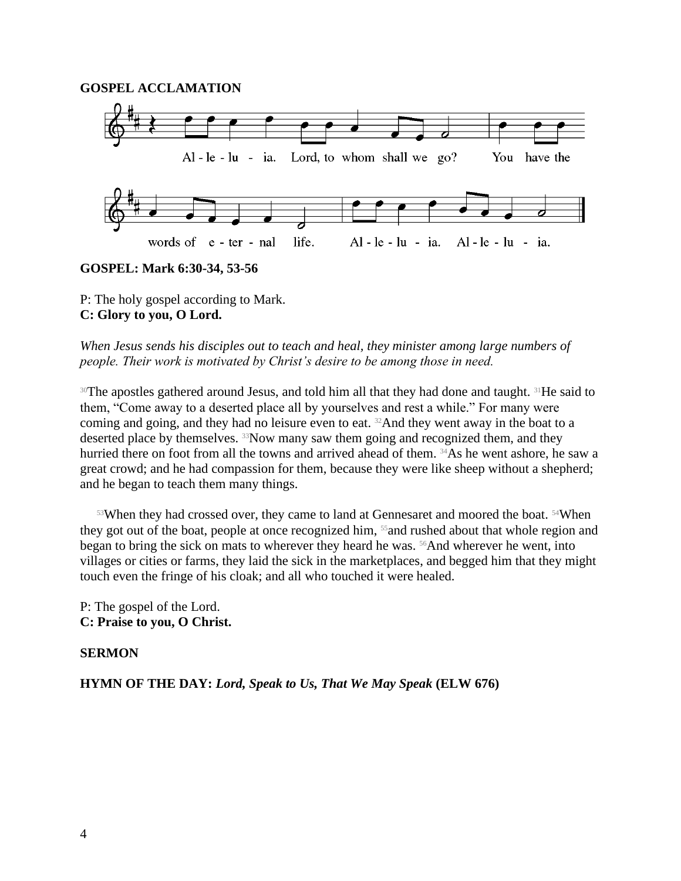**GOSPEL ACCLAMATION**

Al - le - lu - ia. Lord, to whom shall we go? You have the words of e - ter - nal life. Al - le - lu - ia. Al - le - lu - ia.

**GOSPEL: Mark 6:30-34, 53-56**

P: The holy gospel according to Mark.
**C: Glory to you, O Lord.**

*When Jesus sends his disciples out to teach and heal, they minister among large numbers of people. Their work is motivated by Christ's desire to be among those in need.*

[30]The apostles gathered around Jesus, and told him all that they had done and taught. [31]He said to them, "Come away to a deserted place all by yourselves and rest a while." For many were coming and going, and they had no leisure even to eat. [32]And they went away in the boat to a deserted place by themselves. [33]Now many saw them going and recognized them, and they hurried there on foot from all the towns and arrived ahead of them. [34]As he went ashore, he saw a great crowd; and he had compassion for them, because they were like sheep without a shepherd; and he began to teach them many things.

[53]When they had crossed over, they came to land at Gennesaret and moored the boat. [54]When they got out of the boat, people at once recognized him, [55]and rushed about that whole region and began to bring the sick on mats to wherever they heard he was. [56]And wherever he went, into villages or cities or farms, they laid the sick in the marketplaces, and begged him that they might touch even the fringe of his cloak; and all who touched it were healed.

P: The gospel of the Lord.
**C: Praise to you, O Christ.**

**SERMON**

**HYMN OF THE DAY:** ***Lord, Speak to Us, That We May Speak*** **(ELW 676)**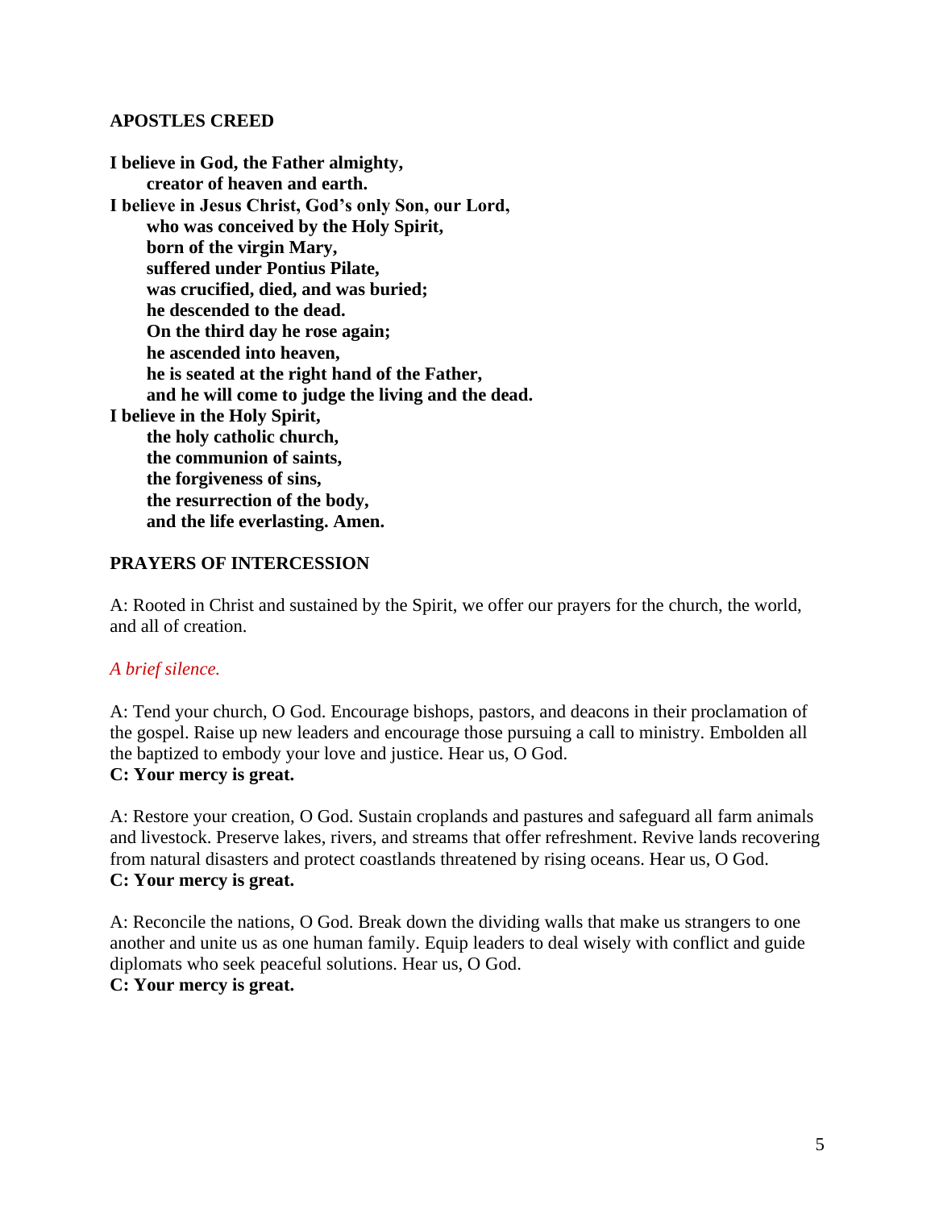## APOSTLES CREED

**I believe in God, the Father almighty,**
**creator of heaven and earth.**
**I believe in Jesus Christ, God's only Son, our Lord,**
**who was conceived by the Holy Spirit,**
**born of the virgin Mary,**
**suffered under Pontius Pilate,**
**was crucified, died, and was buried;**
**he descended to the dead.**
**On the third day he rose again;**
**he ascended into heaven,**
**he is seated at the right hand of the Father,**
**and he will come to judge the living and the dead.**
**I believe in the Holy Spirit,**
**the holy catholic church,**
**the communion of saints,**
**the forgiveness of sins,**
**the resurrection of the body,**
**and the life everlasting. Amen.**

## PRAYERS OF INTERCESSION

A: Rooted in Christ and sustained by the Spirit, we offer our prayers for the church, the world, and all of creation.

*A brief silence.*

A: Tend your church, O God. Encourage bishops, pastors, and deacons in their proclamation of the gospel. Raise up new leaders and encourage those pursuing a call to ministry. Embolden all the baptized to embody your love and justice. Hear us, O God.
**C: Your mercy is great.**

A: Restore your creation, O God. Sustain croplands and pastures and safeguard all farm animals and livestock. Preserve lakes, rivers, and streams that offer refreshment. Revive lands recovering from natural disasters and protect coastlands threatened by rising oceans. Hear us, O God.
**C: Your mercy is great.**

A: Reconcile the nations, O God. Break down the dividing walls that make us strangers to one another and unite us as one human family. Equip leaders to deal wisely with conflict and guide diplomats who seek peaceful solutions. Hear us, O God.
**C: Your mercy is great.**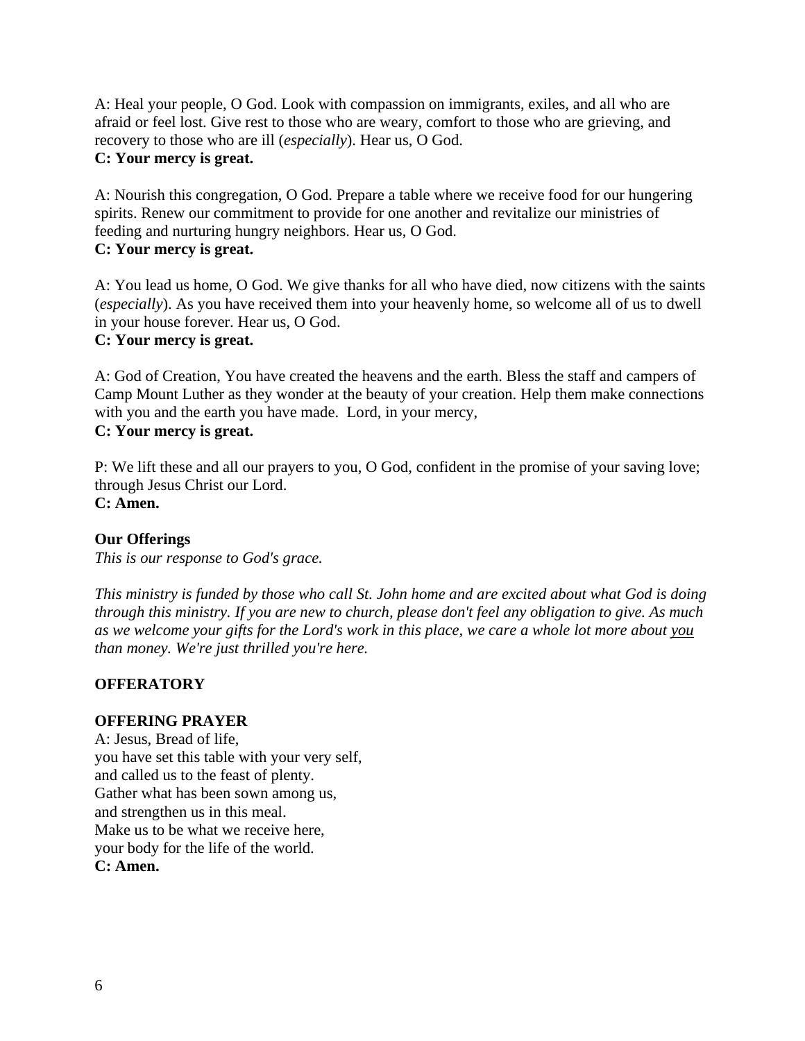A: Heal your people, O God. Look with compassion on immigrants, exiles, and all who are afraid or feel lost. Give rest to those who are weary, comfort to those who are grieving, and recovery to those who are ill (*especially*). Hear us, O God.
**C: Your mercy is great.**

A: Nourish this congregation, O God. Prepare a table where we receive food for our hungering spirits. Renew our commitment to provide for one another and revitalize our ministries of feeding and nurturing hungry neighbors. Hear us, O God.
**C: Your mercy is great.**

A: You lead us home, O God. We give thanks for all who have died, now citizens with the saints (*especially*). As you have received them into your heavenly home, so welcome all of us to dwell in your house forever. Hear us, O God.
**C: Your mercy is great.**

A: God of Creation, You have created the heavens and the earth. Bless the staff and campers of Camp Mount Luther as they wonder at the beauty of your creation. Help them make connections with you and the earth you have made.  Lord, in your mercy,
**C: Your mercy is great.**

P: We lift these and all our prayers to you, O God, confident in the promise of your saving love; through Jesus Christ our Lord.
**C: Amen.**

**Our Offerings**
*This is our response to God's grace.*

*This ministry is funded by those who call St. John home and are excited about what God is doing through this ministry. If you are new to church, please don't feel any obligation to give. As much as we welcome your gifts for the Lord's work in this place, we care a whole lot more about <u>you</u> than money. We're just thrilled you're here.*

**OFFERATORY**

**OFFERING PRAYER**
A: Jesus, Bread of life,
you have set this table with your very self,
and called us to the feast of plenty.
Gather what has been sown among us,
and strengthen us in this meal.
Make us to be what we receive here,
your body for the life of the world.
**C: Amen.**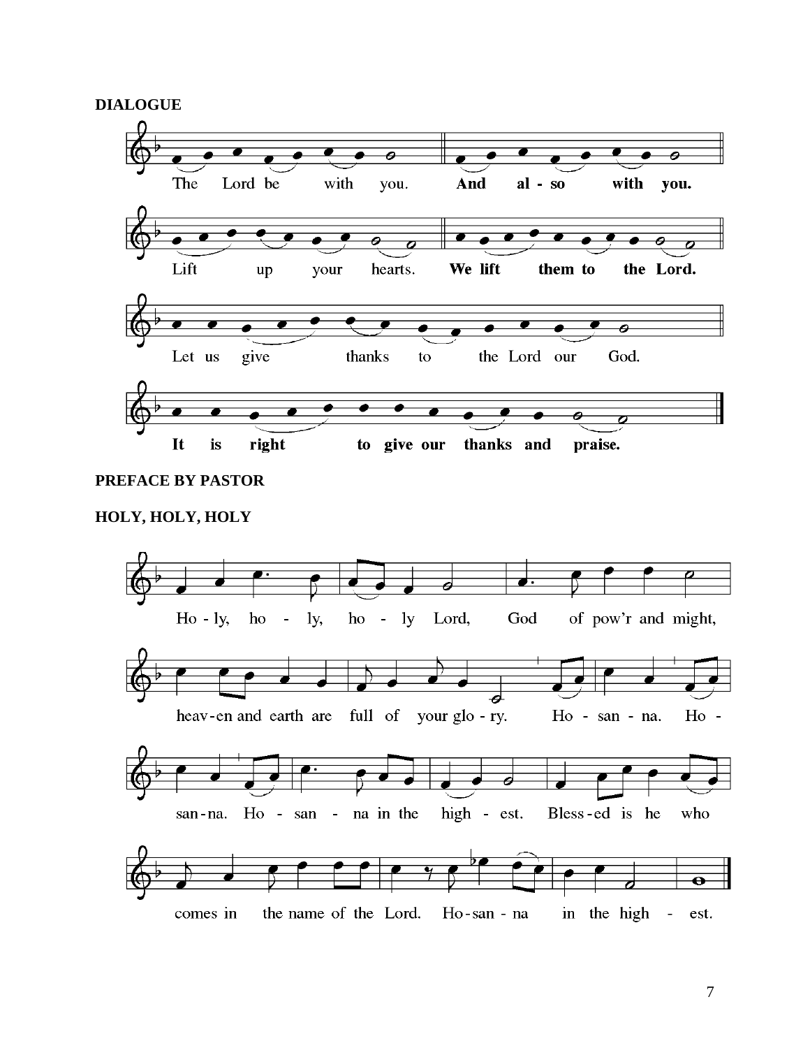**DIALOGUE**

The Lord be with you. **And also with you.**

Lift up your hearts. **We lift them to the Lord.**

Let us give thanks to the Lord our God.

**It is right to give our thanks and praise.**

**PREFACE BY PASTOR**

**HOLY, HOLY, HOLY**

Holy, holy, holy Lord, God of pow'r and might, heaven and earth are full of your glory. Hosanna. Hosanna. Hosanna in the highest. Blessed is he who comes in the name of the Lord. Hosanna in the highest.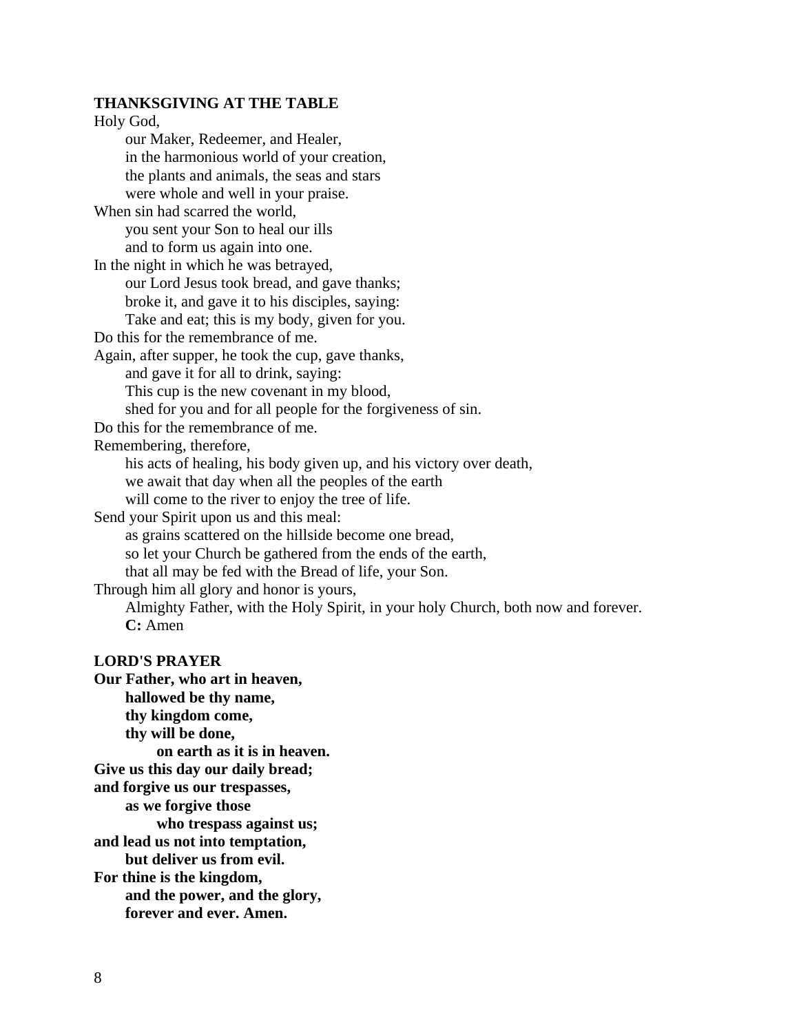**THANKSGIVING AT THE TABLE**

Holy God,
our Maker, Redeemer, and Healer,
in the harmonious world of your creation,
the plants and animals, the seas and stars
were whole and well in your praise.
When sin had scarred the world,
you sent your Son to heal our ills
and to form us again into one.
In the night in which he was betrayed,
our Lord Jesus took bread, and gave thanks;
broke it, and gave it to his disciples, saying:
Take and eat; this is my body, given for you.
Do this for the remembrance of me.
Again, after supper, he took the cup, gave thanks,
and gave it for all to drink, saying:
This cup is the new covenant in my blood,
shed for you and for all people for the forgiveness of sin.
Do this for the remembrance of me.
Remembering, therefore,
his acts of healing, his body given up, and his victory over death,
we await that day when all the peoples of the earth
will come to the river to enjoy the tree of life.
Send your Spirit upon us and this meal:
as grains scattered on the hillside become one bread,
so let your Church be gathered from the ends of the earth,
that all may be fed with the Bread of life, your Son.
Through him all glory and honor is yours,
Almighty Father, with the Holy Spirit, in your holy Church, both now and forever.
**C:** Amen

**LORD'S PRAYER**

**Our Father, who art in heaven,**
**hallowed be thy name,**
**thy kingdom come,**
**thy will be done,**
**on earth as it is in heaven.**
**Give us this day our daily bread;**
**and forgive us our trespasses,**
**as we forgive those**
**who trespass against us;**
**and lead us not into temptation,**
**but deliver us from evil.**
**For thine is the kingdom,**
**and the power, and the glory,**
**forever and ever. Amen.**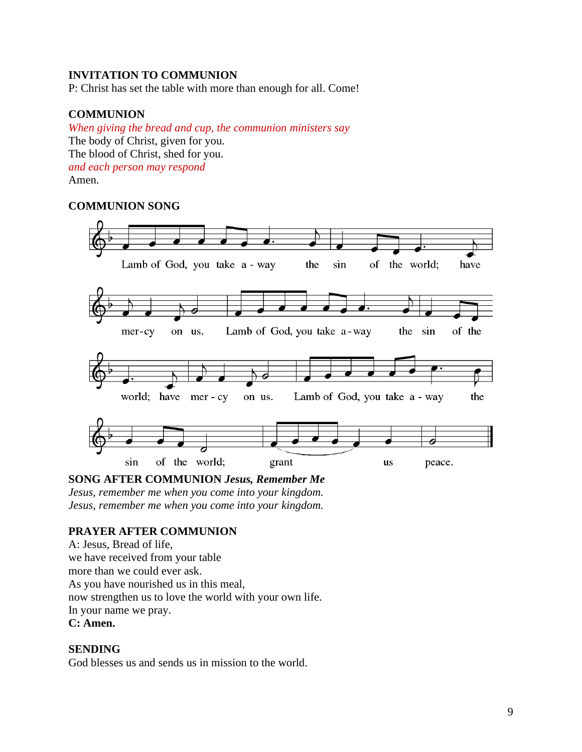**INVITATION TO COMMUNION**
P: Christ has set the table with more than enough for all. Come!

**COMMUNION**
*When giving the bread and cup, the communion ministers say*
The body of Christ, given for you.
The blood of Christ, shed for you.
*and each person may respond*
Amen.

**COMMUNION SONG**

Lamb of God, you take a-way the sin of the world; have mer-cy on us. Lamb of God, you take a-way the sin of the world; have mer-cy on us. Lamb of God, you take a-way the sin of the world; grant us peace.

**SONG AFTER COMMUNION** ***Jesus, Remember Me***
*Jesus, remember me when you come into your kingdom.*
*Jesus, remember me when you come into your kingdom.*

**PRAYER AFTER COMMUNION**
A: Jesus, Bread of life,
we have received from your table
more than we could ever ask.
As you have nourished us in this meal,
now strengthen us to love the world with your own life.
In your name we pray.
**C: Amen.**

**SENDING**
God blesses us and sends us in mission to the world.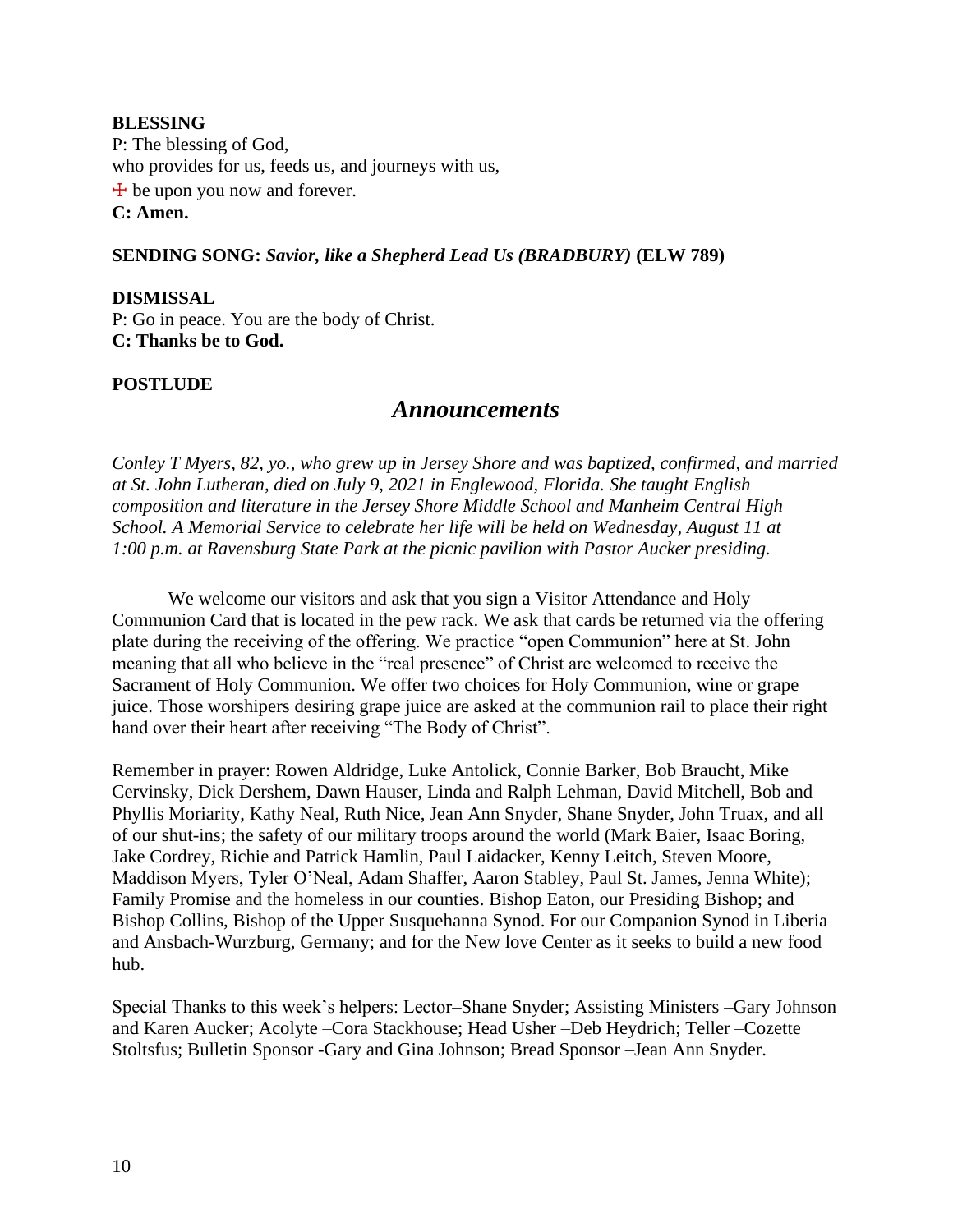**BLESSING**
P: The blessing of God,
who provides for us, feeds us, and journeys with us,
☩ be upon you now and forever.
**C: Amen.**

**SENDING SONG:** ***Savior, like a Shepherd Lead Us (BRADBURY)*** **(ELW 789)**

**DISMISSAL**
P: Go in peace. You are the body of Christ.
**C: Thanks be to God.**

**POSTLUDE**

## *Announcements*

*Conley T Myers, 82, yo., who grew up in Jersey Shore and was baptized, confirmed, and married at St. John Lutheran, died on July 9, 2021 in Englewood, Florida. She taught English composition and literature in the Jersey Shore Middle School and Manheim Central High School. A Memorial Service to celebrate her life will be held on Wednesday, August 11 at 1:00 p.m. at Ravensburg State Park at the picnic pavilion with Pastor Aucker presiding.*

We welcome our visitors and ask that you sign a Visitor Attendance and Holy Communion Card that is located in the pew rack. We ask that cards be returned via the offering plate during the receiving of the offering. We practice "open Communion" here at St. John meaning that all who believe in the "real presence" of Christ are welcomed to receive the Sacrament of Holy Communion. We offer two choices for Holy Communion, wine or grape juice. Those worshipers desiring grape juice are asked at the communion rail to place their right hand over their heart after receiving "The Body of Christ".

Remember in prayer: Rowen Aldridge, Luke Antolick, Connie Barker, Bob Braucht, Mike Cervinsky, Dick Dershem, Dawn Hauser, Linda and Ralph Lehman, David Mitchell, Bob and Phyllis Moriarity, Kathy Neal, Ruth Nice, Jean Ann Snyder, Shane Snyder, John Truax, and all of our shut-ins; the safety of our military troops around the world (Mark Baier, Isaac Boring, Jake Cordrey, Richie and Patrick Hamlin, Paul Laidacker, Kenny Leitch, Steven Moore, Maddison Myers, Tyler O'Neal, Adam Shaffer, Aaron Stabley, Paul St. James, Jenna White); Family Promise and the homeless in our counties. Bishop Eaton, our Presiding Bishop; and Bishop Collins, Bishop of the Upper Susquehanna Synod. For our Companion Synod in Liberia and Ansbach-Wurzburg, Germany; and for the New love Center as it seeks to build a new food hub.

Special Thanks to this week's helpers: Lector–Shane Snyder; Assisting Ministers –Gary Johnson and Karen Aucker; Acolyte –Cora Stackhouse; Head Usher –Deb Heydrich; Teller –Cozette Stoltsfus; Bulletin Sponsor -Gary and Gina Johnson; Bread Sponsor –Jean Ann Snyder.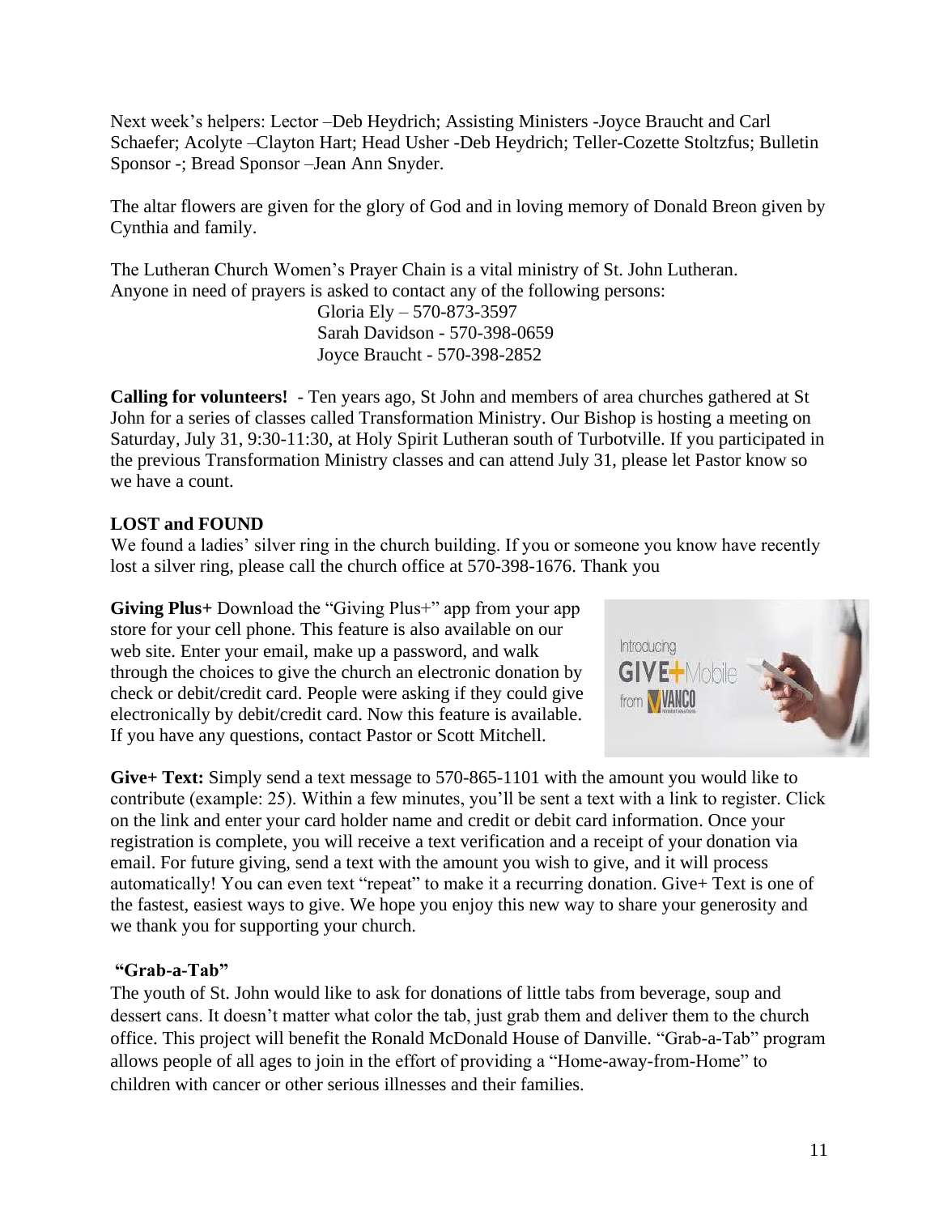Next week's helpers: Lector –Deb Heydrich; Assisting Ministers -Joyce Braucht and Carl Schaefer; Acolyte –Clayton Hart; Head Usher -Deb Heydrich; Teller-Cozette Stoltzfus; Bulletin Sponsor -; Bread Sponsor –Jean Ann Snyder.

The altar flowers are given for the glory of God and in loving memory of Donald Breon given by Cynthia and family.

The Lutheran Church Women's Prayer Chain is a vital ministry of St. John Lutheran. Anyone in need of prayers is asked to contact any of the following persons:

Gloria Ely – 570-873-3597
Sarah Davidson - 570-398-0659
Joyce Braucht - 570-398-2852

**Calling for volunteers!** - Ten years ago, St John and members of area churches gathered at St John for a series of classes called Transformation Ministry. Our Bishop is hosting a meeting on Saturday, July 31, 9:30-11:30, at Holy Spirit Lutheran south of Turbotville. If you participated in the previous Transformation Ministry classes and can attend July 31, please let Pastor know so we have a count.

**LOST and FOUND**

We found a ladies' silver ring in the church building. If you or someone you know have recently lost a silver ring, please call the church office at 570-398-1676. Thank you

**Giving Plus+** Download the "Giving Plus+" app from your app store for your cell phone. This feature is also available on our web site. Enter your email, make up a password, and walk through the choices to give the church an electronic donation by check or debit/credit card. People were asking if they could give electronically by debit/credit card. Now this feature is available. If you have any questions, contact Pastor or Scott Mitchell.

**Give+ Text:** Simply send a text message to 570-865-1101 with the amount you would like to contribute (example: 25). Within a few minutes, you'll be sent a text with a link to register. Click on the link and enter your card holder name and credit or debit card information. Once your registration is complete, you will receive a text verification and a receipt of your donation via email. For future giving, send a text with the amount you wish to give, and it will process automatically! You can even text "repeat" to make it a recurring donation. Give+ Text is one of the fastest, easiest ways to give. We hope you enjoy this new way to share your generosity and we thank you for supporting your church.

**"Grab-a-Tab"**

The youth of St. John would like to ask for donations of little tabs from beverage, soup and dessert cans. It doesn't matter what color the tab, just grab them and deliver them to the church office. This project will benefit the Ronald McDonald House of Danville. "Grab-a-Tab" program allows people of all ages to join in the effort of providing a "Home-away-from-Home" to children with cancer or other serious illnesses and their families.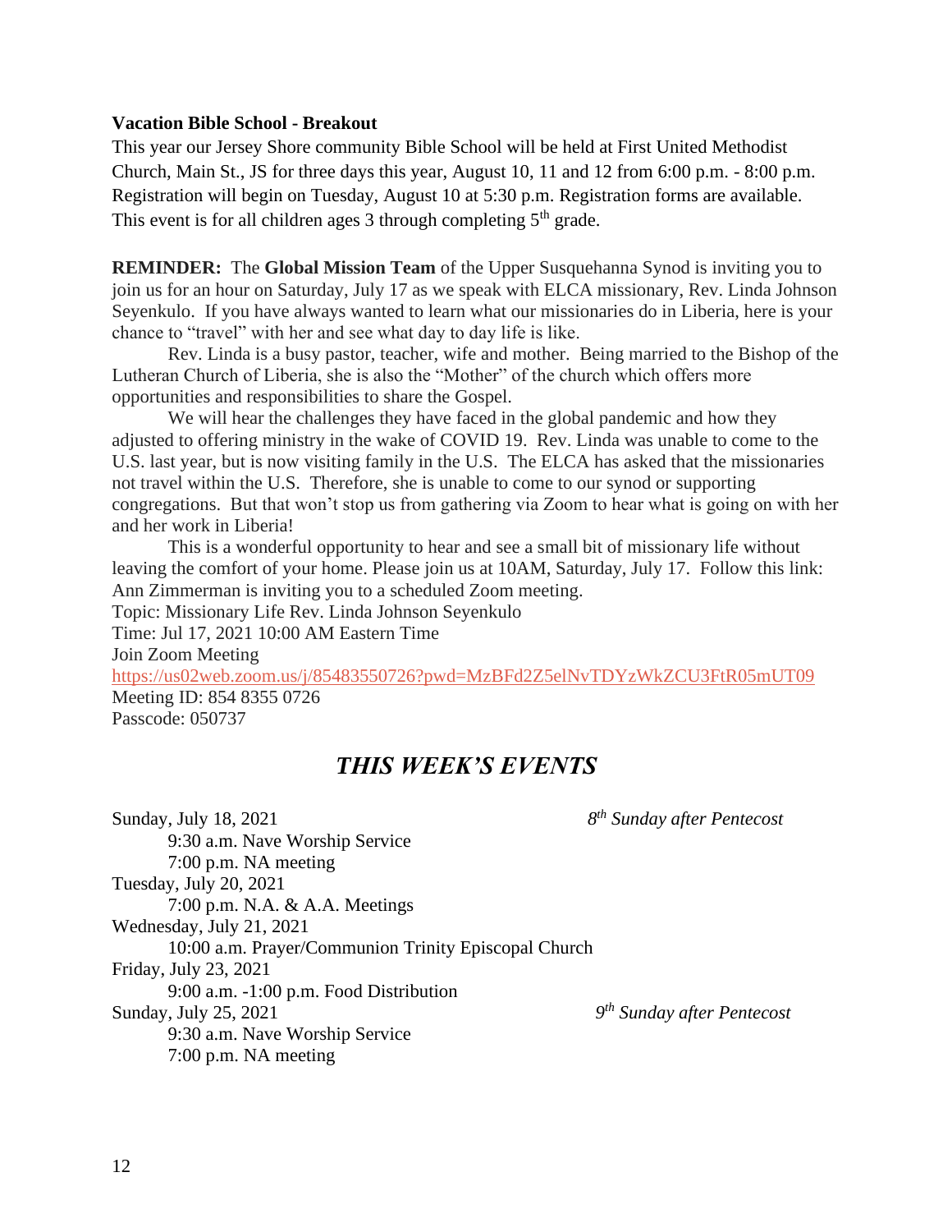**Vacation Bible School - Breakout**

This year our Jersey Shore community Bible School will be held at First United Methodist Church, Main St., JS for three days this year, August 10, 11 and 12 from 6:00 p.m. - 8:00 p.m. Registration will begin on Tuesday, August 10 at 5:30 p.m. Registration forms are available. This event is for all children ages 3 through completing 5th grade.

**REMINDER:** The **Global Mission Team** of the Upper Susquehanna Synod is inviting you to join us for an hour on Saturday, July 17 as we speak with ELCA missionary, Rev. Linda Johnson Seyenkulo. If you have always wanted to learn what our missionaries do in Liberia, here is your chance to "travel" with her and see what day to day life is like.

Rev. Linda is a busy pastor, teacher, wife and mother. Being married to the Bishop of the Lutheran Church of Liberia, she is also the "Mother" of the church which offers more opportunities and responsibilities to share the Gospel.

We will hear the challenges they have faced in the global pandemic and how they adjusted to offering ministry in the wake of COVID 19. Rev. Linda was unable to come to the U.S. last year, but is now visiting family in the U.S. The ELCA has asked that the missionaries not travel within the U.S. Therefore, she is unable to come to our synod or supporting congregations. But that won't stop us from gathering via Zoom to hear what is going on with her and her work in Liberia!

This is a wonderful opportunity to hear and see a small bit of missionary life without leaving the comfort of your home. Please join us at 10AM, Saturday, July 17. Follow this link:
Ann Zimmerman is inviting you to a scheduled Zoom meeting.
Topic: Missionary Life Rev. Linda Johnson Seyenkulo
Time: Jul 17, 2021 10:00 AM Eastern Time
Join Zoom Meeting
https://us02web.zoom.us/j/85483550726?pwd=MzBFd2Z5elNvTDYzWkZCU3FtR05mUT09
Meeting ID: 854 8355 0726
Passcode: 050737

## *THIS WEEK'S EVENTS*

Sunday, July 18, 2021 — *8th Sunday after Pentecost*
- 9:30 a.m. Nave Worship Service
- 7:00 p.m. NA meeting

Tuesday, July 20, 2021
- 7:00 p.m. N.A. & A.A. Meetings

Wednesday, July 21, 2021
- 10:00 a.m. Prayer/Communion Trinity Episcopal Church

Friday, July 23, 2021
- 9:00 a.m. -1:00 p.m. Food Distribution

Sunday, July 25, 2021 — *9th Sunday after Pentecost*
- 9:30 a.m. Nave Worship Service
- 7:00 p.m. NA meeting